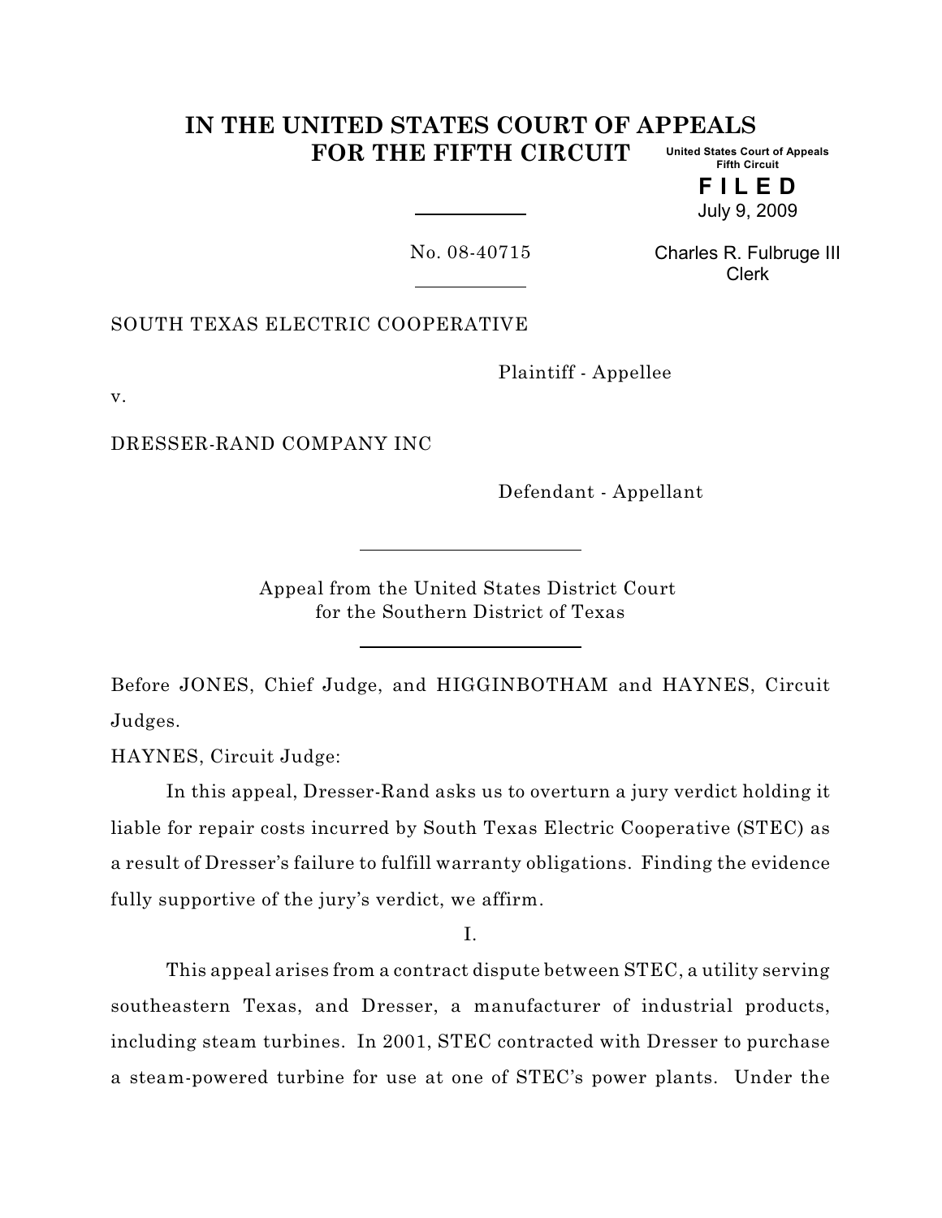# IN THE UNITED STATES COURT OF APPEALS FOR THE FIFTH CIRCUIT

United States Court of Appeals
Fifth Circuit

**F I L E D**
July 9, 2009

Charles R. Fulbruge III
Clerk

No. 08-40715

SOUTH TEXAS ELECTRIC COOPERATIVE

Plaintiff - Appellee

v.

DRESSER-RAND COMPANY INC

Defendant - Appellant

Appeal from the United States District Court
for the Southern District of Texas

Before JONES, Chief Judge, and HIGGINBOTHAM and HAYNES, Circuit Judges.

HAYNES, Circuit Judge:

In this appeal, Dresser-Rand asks us to overturn a jury verdict holding it liable for repair costs incurred by South Texas Electric Cooperative (STEC) as a result of Dresser's failure to fulfill warranty obligations. Finding the evidence fully supportive of the jury's verdict, we affirm.

I.

This appeal arises from a contract dispute between STEC, a utility serving southeastern Texas, and Dresser, a manufacturer of industrial products, including steam turbines. In 2001, STEC contracted with Dresser to purchase a steam-powered turbine for use at one of STEC's power plants. Under the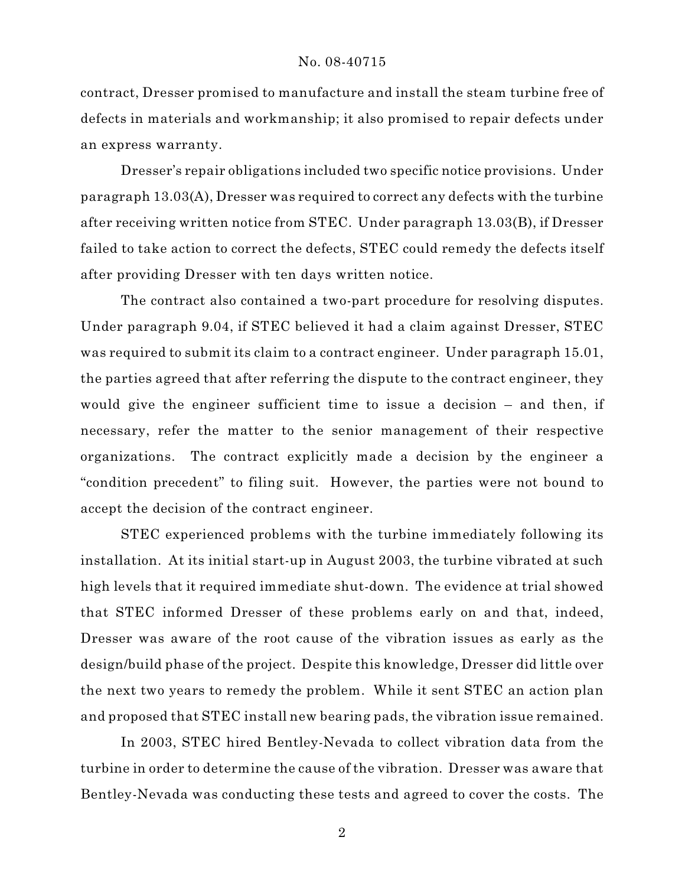contract, Dresser promised to manufacture and install the steam turbine free of defects in materials and workmanship; it also promised to repair defects under an express warranty.

Dresser's repair obligations included two specific notice provisions. Under paragraph 13.03(A), Dresser was required to correct any defects with the turbine after receiving written notice from STEC. Under paragraph 13.03(B), if Dresser failed to take action to correct the defects, STEC could remedy the defects itself after providing Dresser with ten days written notice.

The contract also contained a two-part procedure for resolving disputes. Under paragraph 9.04, if STEC believed it had a claim against Dresser, STEC was required to submit its claim to a contract engineer. Under paragraph 15.01, the parties agreed that after referring the dispute to the contract engineer, they would give the engineer sufficient time to issue a decision – and then, if necessary, refer the matter to the senior management of their respective organizations. The contract explicitly made a decision by the engineer a "condition precedent" to filing suit. However, the parties were not bound to accept the decision of the contract engineer.

STEC experienced problems with the turbine immediately following its installation. At its initial start-up in August 2003, the turbine vibrated at such high levels that it required immediate shut-down. The evidence at trial showed that STEC informed Dresser of these problems early on and that, indeed, Dresser was aware of the root cause of the vibration issues as early as the design/build phase of the project. Despite this knowledge, Dresser did little over the next two years to remedy the problem. While it sent STEC an action plan and proposed that STEC install new bearing pads, the vibration issue remained.

In 2003, STEC hired Bentley-Nevada to collect vibration data from the turbine in order to determine the cause of the vibration. Dresser was aware that Bentley-Nevada was conducting these tests and agreed to cover the costs. The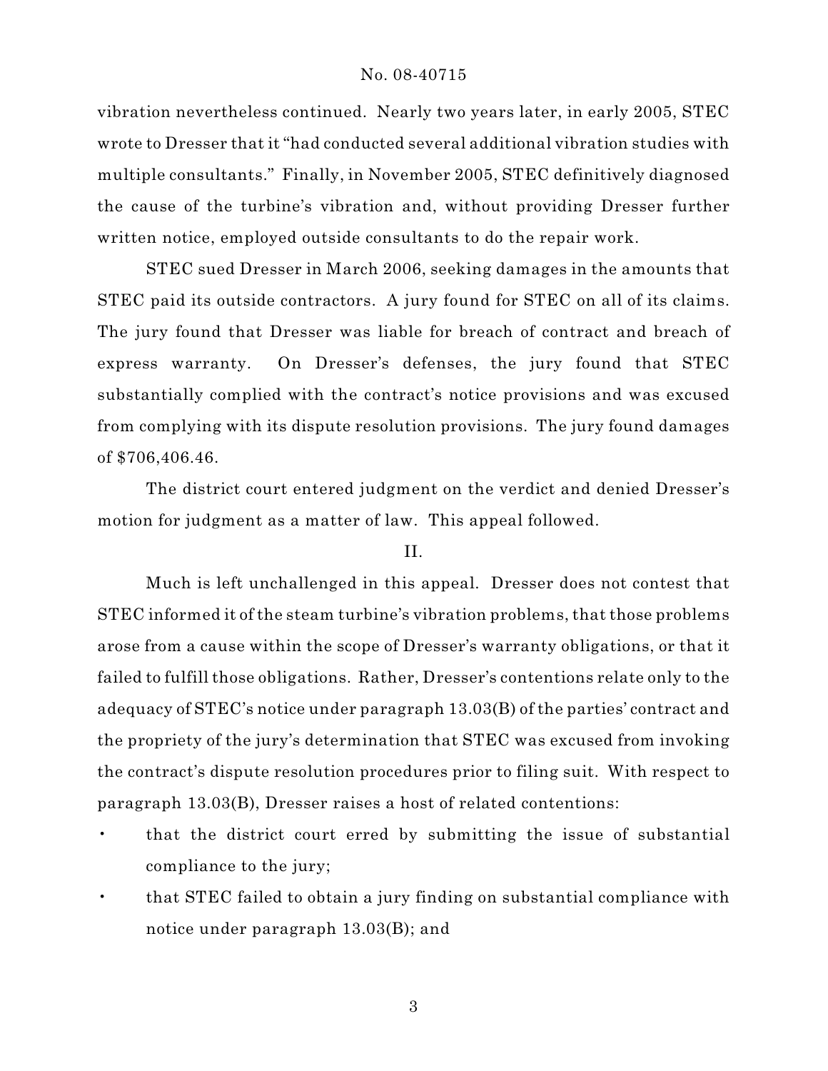vibration nevertheless continued. Nearly two years later, in early 2005, STEC wrote to Dresser that it "had conducted several additional vibration studies with multiple consultants." Finally, in November 2005, STEC definitively diagnosed the cause of the turbine's vibration and, without providing Dresser further written notice, employed outside consultants to do the repair work.

STEC sued Dresser in March 2006, seeking damages in the amounts that STEC paid its outside contractors. A jury found for STEC on all of its claims. The jury found that Dresser was liable for breach of contract and breach of express warranty. On Dresser's defenses, the jury found that STEC substantially complied with the contract's notice provisions and was excused from complying with its dispute resolution provisions. The jury found damages of $706,406.46.

The district court entered judgment on the verdict and denied Dresser's motion for judgment as a matter of law. This appeal followed.

## II.

Much is left unchallenged in this appeal. Dresser does not contest that STEC informed it of the steam turbine's vibration problems, that those problems arose from a cause within the scope of Dresser's warranty obligations, or that it failed to fulfill those obligations. Rather, Dresser's contentions relate only to the adequacy of STEC's notice under paragraph 13.03(B) of the parties' contract and the propriety of the jury's determination that STEC was excused from invoking the contract's dispute resolution procedures prior to filing suit. With respect to paragraph 13.03(B), Dresser raises a host of related contentions:

- that the district court erred by submitting the issue of substantial compliance to the jury;
- that STEC failed to obtain a jury finding on substantial compliance with notice under paragraph 13.03(B); and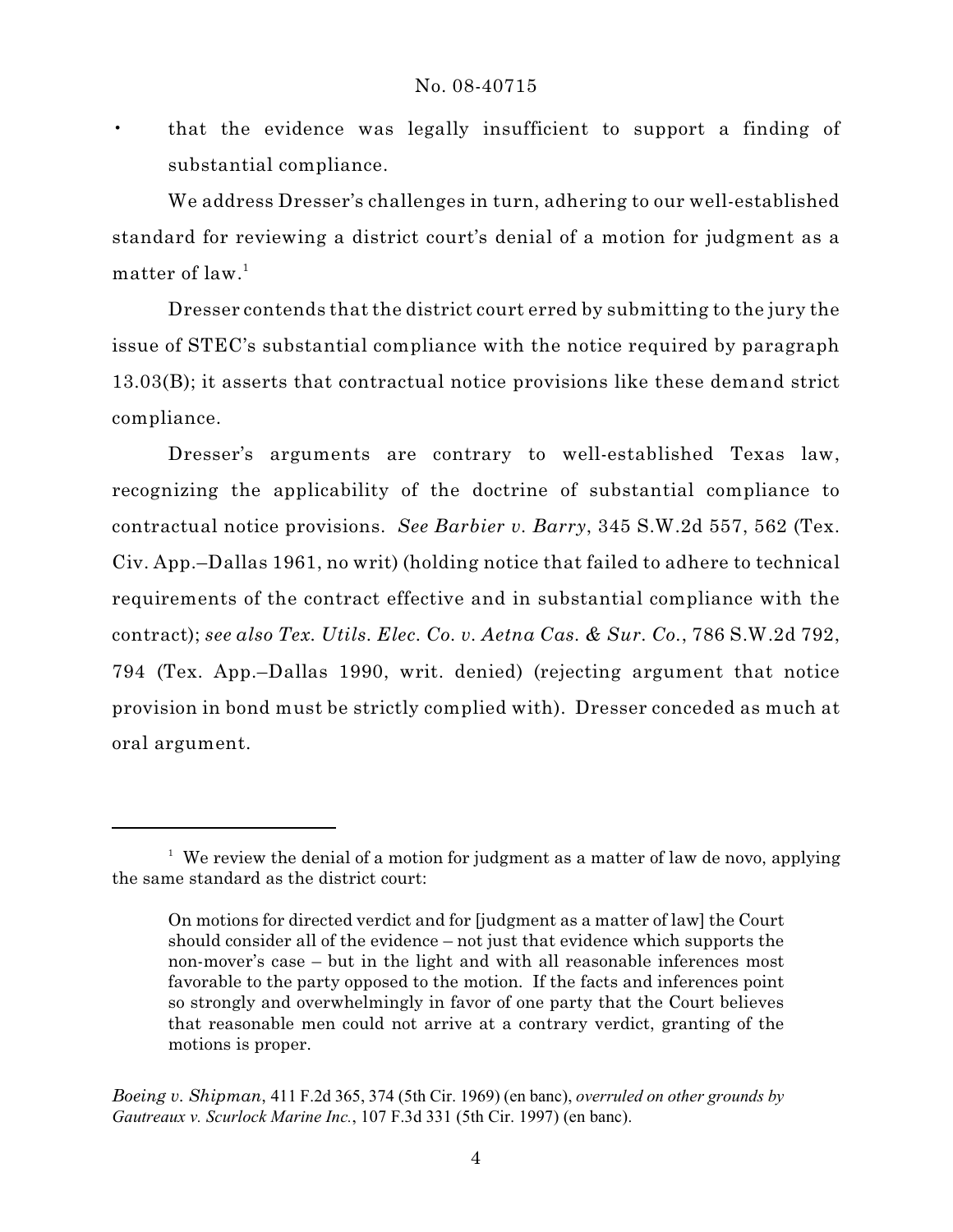- that the evidence was legally insufficient to support a finding of substantial compliance.

We address Dresser's challenges in turn, adhering to our well-established standard for reviewing a district court's denial of a motion for judgment as a matter of law.[1]

Dresser contends that the district court erred by submitting to the jury the issue of STEC's substantial compliance with the notice required by paragraph 13.03(B); it asserts that contractual notice provisions like these demand strict compliance.

Dresser's arguments are contrary to well-established Texas law, recognizing the applicability of the doctrine of substantial compliance to contractual notice provisions. *See Barbier v. Barry*, 345 S.W.2d 557, 562 (Tex. Civ. App.–Dallas 1961, no writ) (holding notice that failed to adhere to technical requirements of the contract effective and in substantial compliance with the contract); *see also Tex. Utils. Elec. Co. v. Aetna Cas. & Sur. Co.*, 786 S.W.2d 792, 794 (Tex. App.–Dallas 1990, writ. denied) (rejecting argument that notice provision in bond must be strictly complied with). Dresser conceded as much at oral argument.

---

[1] We review the denial of a motion for judgment as a matter of law de novo, applying the same standard as the district court:

> On motions for directed verdict and for [judgment as a matter of law] the Court should consider all of the evidence – not just that evidence which supports the non-mover's case – but in the light and with all reasonable inferences most favorable to the party opposed to the motion. If the facts and inferences point so strongly and overwhelmingly in favor of one party that the Court believes that reasonable men could not arrive at a contrary verdict, granting of the motions is proper.

*Boeing v. Shipman*, 411 F.2d 365, 374 (5th Cir. 1969) (en banc), *overruled on other grounds by Gautreaux v. Scurlock Marine Inc.*, 107 F.3d 331 (5th Cir. 1997) (en banc).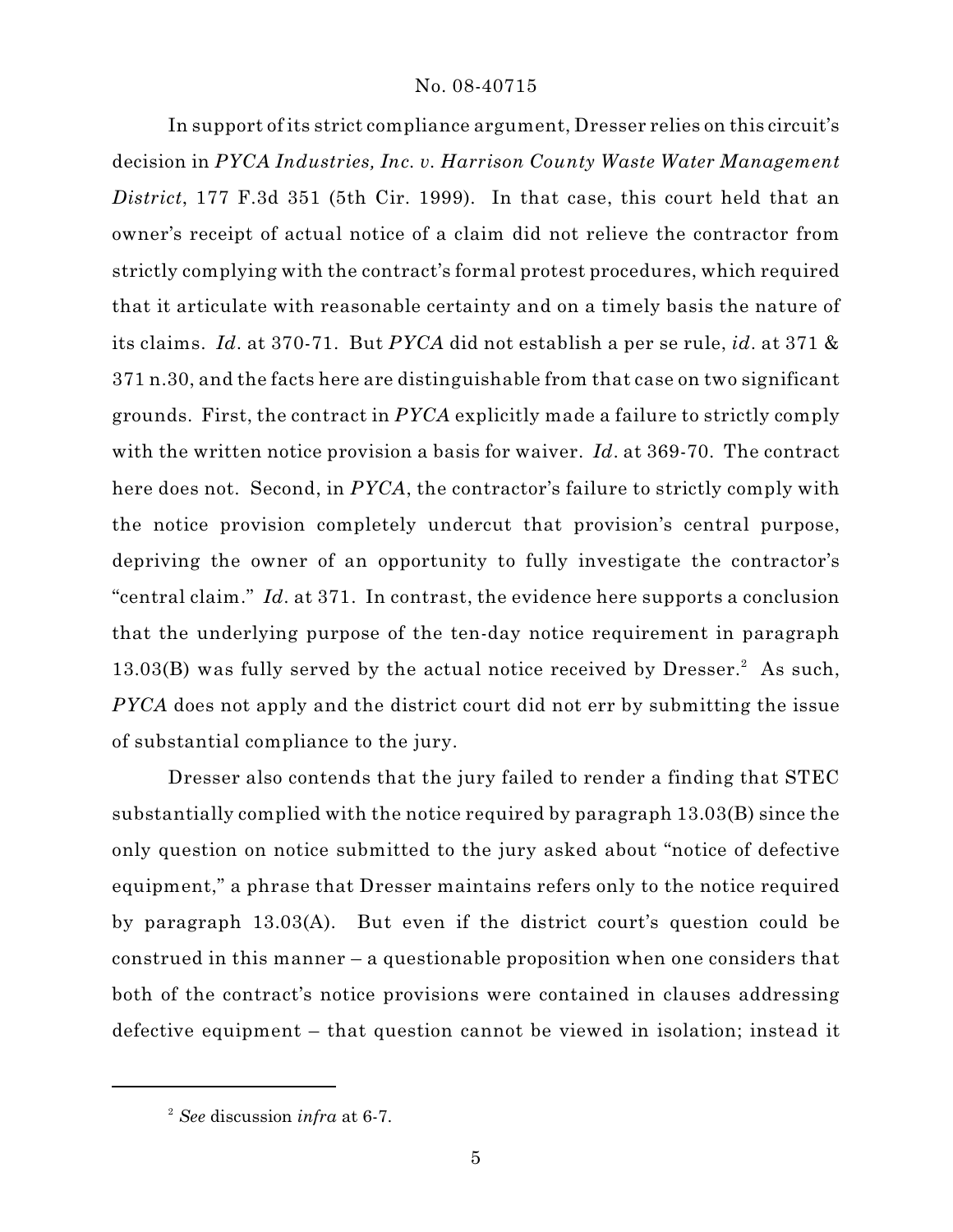In support of its strict compliance argument, Dresser relies on this circuit's decision in *PYCA Industries, Inc. v. Harrison County Waste Water Management District*, 177 F.3d 351 (5th Cir. 1999). In that case, this court held that an owner's receipt of actual notice of a claim did not relieve the contractor from strictly complying with the contract's formal protest procedures, which required that it articulate with reasonable certainty and on a timely basis the nature of its claims. *Id.* at 370-71. But *PYCA* did not establish a per se rule, *id.* at 371 & 371 n.30, and the facts here are distinguishable from that case on two significant grounds. First, the contract in *PYCA* explicitly made a failure to strictly comply with the written notice provision a basis for waiver. *Id.* at 369-70. The contract here does not. Second, in *PYCA*, the contractor's failure to strictly comply with the notice provision completely undercut that provision's central purpose, depriving the owner of an opportunity to fully investigate the contractor's "central claim." *Id.* at 371. In contrast, the evidence here supports a conclusion that the underlying purpose of the ten-day notice requirement in paragraph 13.03(B) was fully served by the actual notice received by Dresser.[2] As such, *PYCA* does not apply and the district court did not err by submitting the issue of substantial compliance to the jury.

Dresser also contends that the jury failed to render a finding that STEC substantially complied with the notice required by paragraph 13.03(B) since the only question on notice submitted to the jury asked about "notice of defective equipment," a phrase that Dresser maintains refers only to the notice required by paragraph 13.03(A). But even if the district court's question could be construed in this manner – a questionable proposition when one considers that both of the contract's notice provisions were contained in clauses addressing defective equipment – that question cannot be viewed in isolation; instead it

[2] *See* discussion *infra* at 6-7.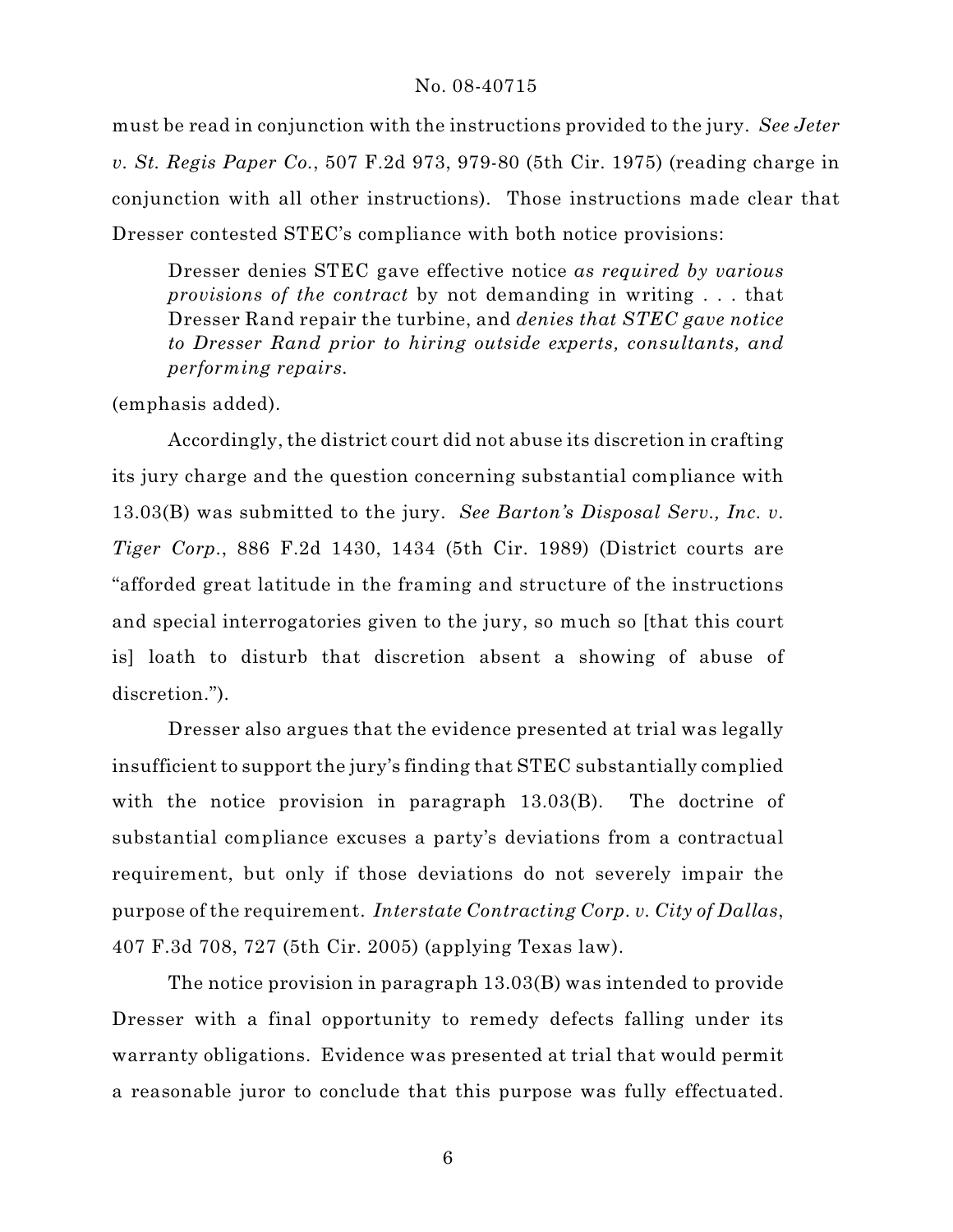must be read in conjunction with the instructions provided to the jury. *See Jeter v. St. Regis Paper Co.*, 507 F.2d 973, 979-80 (5th Cir. 1975) (reading charge in conjunction with all other instructions). Those instructions made clear that Dresser contested STEC's compliance with both notice provisions:

> Dresser denies STEC gave effective notice *as required by various provisions of the contract* by not demanding in writing . . . that Dresser Rand repair the turbine, and *denies that STEC gave notice to Dresser Rand prior to hiring outside experts, consultants, and performing repairs.*

(emphasis added).

Accordingly, the district court did not abuse its discretion in crafting its jury charge and the question concerning substantial compliance with 13.03(B) was submitted to the jury. *See Barton's Disposal Serv., Inc. v. Tiger Corp.*, 886 F.2d 1430, 1434 (5th Cir. 1989) (District courts are "afforded great latitude in the framing and structure of the instructions and special interrogatories given to the jury, so much so [that this court is] loath to disturb that discretion absent a showing of abuse of discretion.").

Dresser also argues that the evidence presented at trial was legally insufficient to support the jury's finding that STEC substantially complied with the notice provision in paragraph 13.03(B). The doctrine of substantial compliance excuses a party's deviations from a contractual requirement, but only if those deviations do not severely impair the purpose of the requirement. *Interstate Contracting Corp. v. City of Dallas*, 407 F.3d 708, 727 (5th Cir. 2005) (applying Texas law).

The notice provision in paragraph 13.03(B) was intended to provide Dresser with a final opportunity to remedy defects falling under its warranty obligations. Evidence was presented at trial that would permit a reasonable juror to conclude that this purpose was fully effectuated.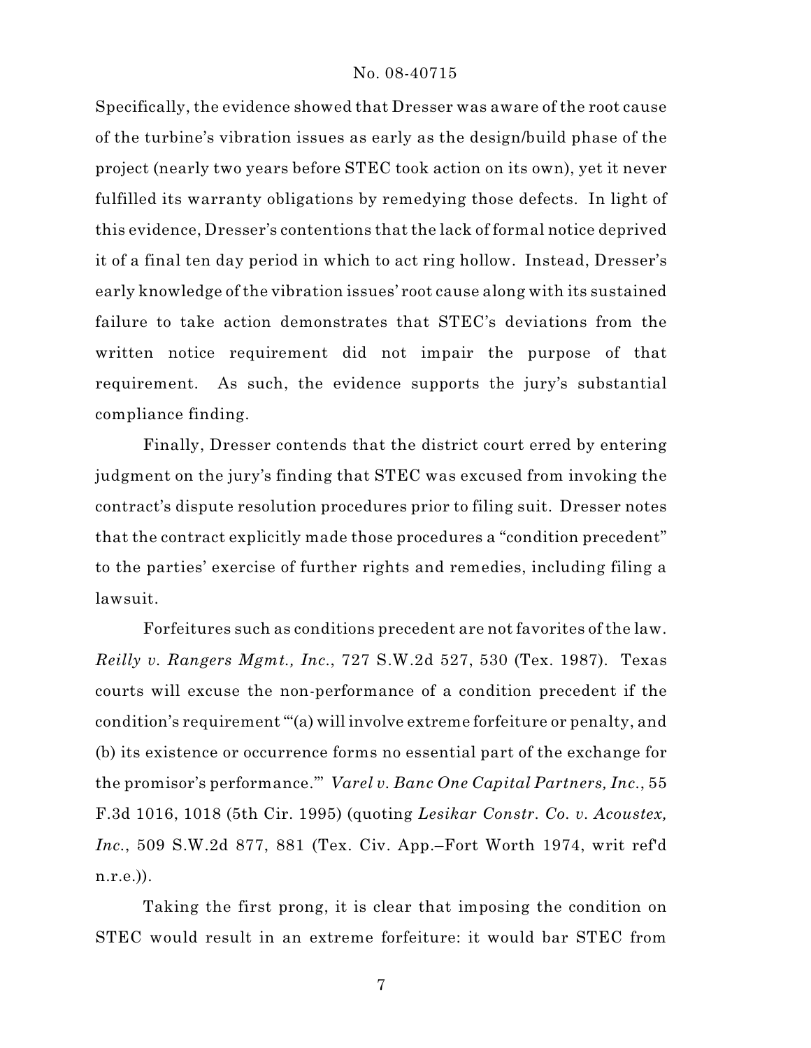Specifically, the evidence showed that Dresser was aware of the root cause of the turbine's vibration issues as early as the design/build phase of the project (nearly two years before STEC took action on its own), yet it never fulfilled its warranty obligations by remedying those defects. In light of this evidence, Dresser's contentions that the lack of formal notice deprived it of a final ten day period in which to act ring hollow. Instead, Dresser's early knowledge of the vibration issues' root cause along with its sustained failure to take action demonstrates that STEC's deviations from the written notice requirement did not impair the purpose of that requirement. As such, the evidence supports the jury's substantial compliance finding.

Finally, Dresser contends that the district court erred by entering judgment on the jury's finding that STEC was excused from invoking the contract's dispute resolution procedures prior to filing suit. Dresser notes that the contract explicitly made those procedures a "condition precedent" to the parties' exercise of further rights and remedies, including filing a lawsuit.

Forfeitures such as conditions precedent are not favorites of the law. *Reilly v. Rangers Mgmt., Inc.*, 727 S.W.2d 527, 530 (Tex. 1987). Texas courts will excuse the non-performance of a condition precedent if the condition's requirement "'(a) will involve extreme forfeiture or penalty, and (b) its existence or occurrence forms no essential part of the exchange for the promisor's performance.'" *Varel v. Banc One Capital Partners, Inc.*, 55 F.3d 1016, 1018 (5th Cir. 1995) (quoting *Lesikar Constr. Co. v. Acoustex, Inc.*, 509 S.W.2d 877, 881 (Tex. Civ. App.–Fort Worth 1974, writ ref'd n.r.e.)).

Taking the first prong, it is clear that imposing the condition on STEC would result in an extreme forfeiture: it would bar STEC from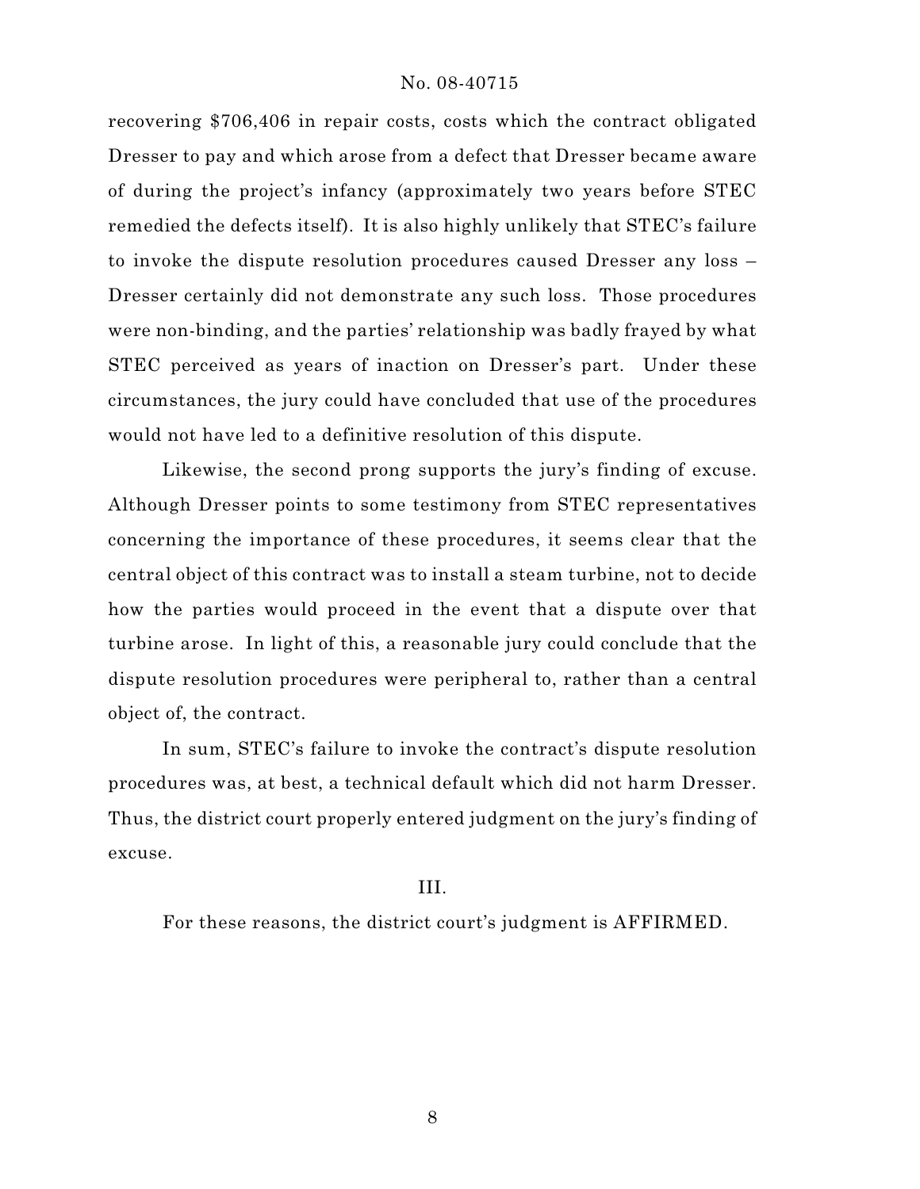recovering $706,406 in repair costs, costs which the contract obligated Dresser to pay and which arose from a defect that Dresser became aware of during the project's infancy (approximately two years before STEC remedied the defects itself). It is also highly unlikely that STEC's failure to invoke the dispute resolution procedures caused Dresser any loss – Dresser certainly did not demonstrate any such loss. Those procedures were non-binding, and the parties' relationship was badly frayed by what STEC perceived as years of inaction on Dresser's part. Under these circumstances, the jury could have concluded that use of the procedures would not have led to a definitive resolution of this dispute.

Likewise, the second prong supports the jury's finding of excuse. Although Dresser points to some testimony from STEC representatives concerning the importance of these procedures, it seems clear that the central object of this contract was to install a steam turbine, not to decide how the parties would proceed in the event that a dispute over that turbine arose. In light of this, a reasonable jury could conclude that the dispute resolution procedures were peripheral to, rather than a central object of, the contract.

In sum, STEC's failure to invoke the contract's dispute resolution procedures was, at best, a technical default which did not harm Dresser. Thus, the district court properly entered judgment on the jury's finding of excuse.

## III.

For these reasons, the district court's judgment is AFFIRMED.